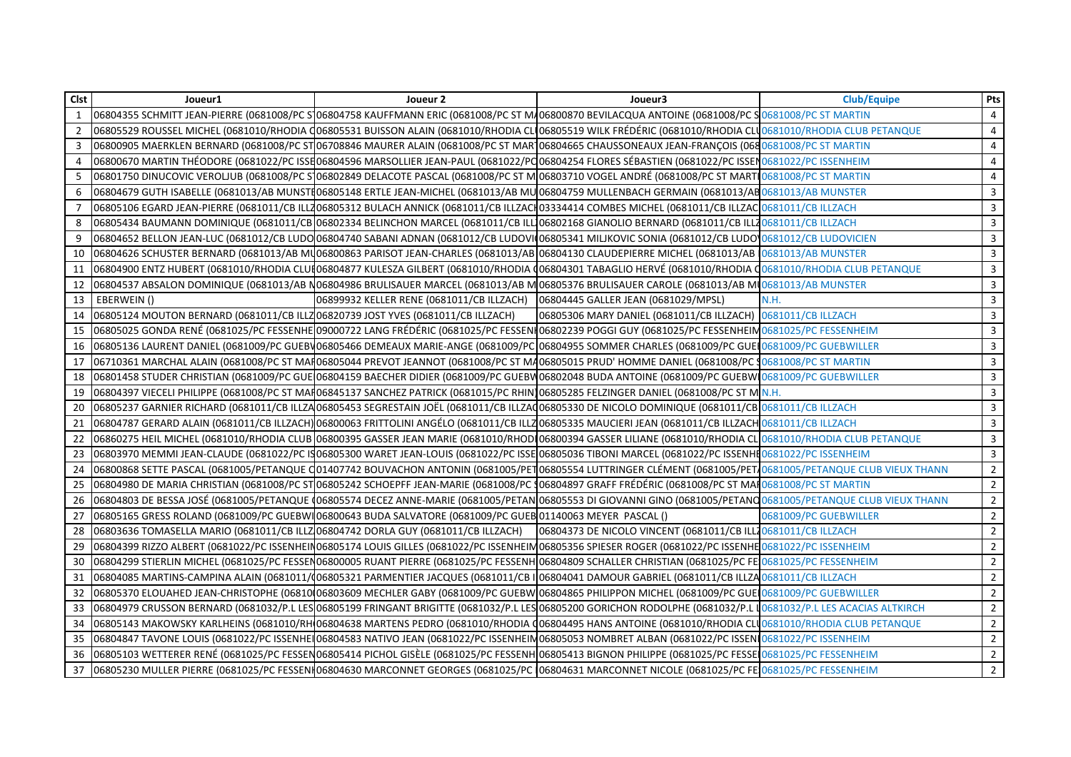| Clst | Joueur1 | Joueur 2 | Joueur3 | Club/Equipe | Pts |
|---|---|---|---|---|---|
| 1 | 06804355 SCHMITT JEAN-PIERRE (0681008/PC ST | 06804758 KAUFFMANN ERIC (0681008/PC ST M/ | 06800870 BEVILACQUA ANTOINE (0681008/PC S | 0681008/PC ST MARTIN | 4 |
| 2 | 06805529 ROUSSEL MICHEL (0681010/RHODIA C | 06805531 BUISSON ALAIN (0681010/RHODIA CL | 06805519 WILK FRÉDÉRIC (0681010/RHODIA CL | 0681010/RHODIA CLUB PETANQUE | 4 |
| 3 | 06800905 MAERKLEN BERNARD (0681008/PC ST | 06708846 MAURER ALAIN (0681008/PC ST MAR | 06804665 CHAUSSONEAUX JEAN-FRANÇOIS (068 | 0681008/PC ST MARTIN | 4 |
| 4 | 06800670 MARTIN THÉODORE (0681022/PC ISSE | 06804596 MARSOLLIER JEAN-PAUL (0681022/PC | 06804254 FLORES SÉBASTIEN (0681022/PC ISSEN | 0681022/PC ISSENHEIM | 4 |
| 5 | 06801750 DINUCOVIC VEROLJUB (0681008/PC ST | 06802849 DELACOTE PASCAL (0681008/PC ST M | 06803710 VOGEL ANDRÉ (0681008/PC ST MARTI | 0681008/PC ST MARTIN | 4 |
| 6 | 06804679 GUTH ISABELLE (0681013/AB MUNSTE | 06805148 ERTLE JEAN-MICHEL (0681013/AB MU | 06804759 MULLENBACH GERMAIN (0681013/AB | 0681013/AB MUNSTER | 3 |
| 7 | 06805106 EGARD JEAN-PIERRE (0681011/CB ILLZ | 06805312 BULACH ANNICK (0681011/CB ILLZACH | 03334414 COMBES MICHEL (0681011/CB ILLZAC | 0681011/CB ILLZACH | 3 |
| 8 | 06805434 BAUMANN DOMINIQUE (0681011/CB | 06802334 BELINCHON MARCEL (0681011/CB ILL | 06802168 GIANOLIO BERNARD (0681011/CB ILLZ | 0681011/CB ILLZACH | 3 |
| 9 | 06804652 BELLON JEAN-LUC (0681012/CB LUDO | 06804740 SABANI ADNAN (0681012/CB LUDOVI | 06805341 MILJKOVIC SONIA (0681012/CB LUDO | 0681012/CB LUDOVICIEN | 3 |
| 10 | 06804626 SCHUSTER BERNARD (0681013/AB MU | 06800863 PARISOT JEAN-CHARLES (0681013/AB | 06804130 CLAUDEPIERRE MICHEL (0681013/AB | 0681013/AB MUNSTER | 3 |
| 11 | 06804900 ENTZ HUBERT (0681010/RHODIA CLU | 06804877 KULESZA GILBERT (0681010/RHODIA | 06804301 TABAGLIO HERVÉ (0681010/RHODIA C | 0681010/RHODIA CLUB PETANQUE | 3 |
| 12 | 06804537 ABSALON DOMINIQUE (0681013/AB N | 06804986 BRULISAUER MARCEL (0681013/AB M | 06805376 BRULISAUER CAROLE (0681013/AB MU | 0681013/AB MUNSTER | 3 |
| 13 | EBERWEIN () | 06899932 KELLER RENE (0681011/CB ILLZACH) | 06804445 GALLER JEAN (0681029/MPSL) | N.H. | 3 |
| 14 | 06805124 MOUTON BERNARD (0681011/CB ILLZ | 06820739 JOST YVES (0681011/CB ILLZACH) | 06805306 MARY DANIEL (0681011/CB ILLZACH) | 0681011/CB ILLZACH | 3 |
| 15 | 06805025 GONDA RENÉ (0681025/PC FESSENHE | 09000722 LANG FRÉDÉRIC (0681025/PC FESSENH | 06802239 POGGI GUY (0681025/PC FESSENHEIM | 0681025/PC FESSENHEIM | 3 |
| 16 | 06805136 LAURENT DANIEL (0681009/PC GUEB | 06805466 DEMEAUX MARIE-ANGE (0681009/PC | 06804955 SOMMER CHARLES (0681009/PC GUE | 0681009/PC GUEBWILLER | 3 |
| 17 | 06710361 MARCHAL ALAIN (0681008/PC ST MA | 06805044 PREVOT JEANNOT (0681008/PC ST MA | 06805015 PRUD' HOMME DANIEL (0681008/PC S | 0681008/PC ST MARTIN | 3 |
| 18 | 06801458 STUDER CHRISTIAN (0681009/PC GUE | 06804159 BAECHER DIDIER (0681009/PC GUEBW | 06802048 BUDA ANTOINE (0681009/PC GUEBW | 0681009/PC GUEBWILLER | 3 |
| 19 | 06804397 VIECELI PHILIPPE (0681008/PC ST MA | 06845137 SANCHEZ PATRICK (0681015/PC RHIN | 06805285 FELZINGER DANIEL (0681008/PC ST M | N.H. | 3 |
| 20 | 06805237 GARNIER RICHARD (0681011/CB ILLZA | 06805453 SEGRESTAIN JOËL (0681011/CB ILLZA | 06805330 DE NICOLO DOMINIQUE (0681011/CB | 0681011/CB ILLZACH | 3 |
| 21 | 06804787 GERARD ALAIN (0681011/CB ILLZACH) | 06800063 FRITTOLINI ANGÉLO (0681011/CB ILLZ | 06805335 MAUCIERI JEAN (0681011/CB ILLZACH | 0681011/CB ILLZACH | 3 |
| 22 | 06860275 HEIL MICHEL (0681010/RHODIA CLUB | 06800395 GASSER JEAN MARIE (0681010/RHOD | 06800394 GASSER LILIANE (0681010/RHODIA CL | 0681010/RHODIA CLUB PETANQUE | 3 |
| 23 | 06803970 MEMMI JEAN-CLAUDE (0681022/PC IS | 06805300 WARET JEAN-LOUIS (0681022/PC ISSE | 06805036 TIBONI MARCEL (0681022/PC ISSENH | 0681022/PC ISSENHEIM | 3 |
| 24 | 06800868 SETTE PASCAL (0681005/PETANQUE C | 01407742 BOUVACHON ANTONIN (0681005/PET | 06805554 LUTTRINGER CLÉMENT (0681005/PET | 0681005/PETANQUE CLUB VIEUX THANN | 2 |
| 25 | 06804980 DE MARIA CHRISTIAN (0681008/PC ST | 06805242 SCHOEPFF JEAN-MARIE (0681008/PC | 06804897 GRAFF FRÉDÉRIC (0681008/PC ST MA | 0681008/PC ST MARTIN | 2 |
| 26 | 06804803 DE BESSA JOSÉ (0681005/PETANQUE | 06805574 DECEZ ANNE-MARIE (0681005/PETAN | 06805553 DI GIOVANNI GINO (0681005/PETANQ | 0681005/PETANQUE CLUB VIEUX THANN | 2 |
| 27 | 06805165 GRESS ROLAND (0681009/PC GUEBW | 06800643 BUDA SALVATORE (0681009/PC GUEB | 01140063 MEYER PASCAL () | 0681009/PC GUEBWILLER | 2 |
| 28 | 06803636 TOMASELLA MARIO (0681011/CB ILLZ | 06804742 DORLA GUY (0681011/CB ILLZACH) | 06804373 DE NICOLO VINCENT (0681011/CB ILL | 0681011/CB ILLZACH | 2 |
| 29 | 06804399 RIZZO ALBERT (0681022/PC ISSENHEI | 06805174 LOUIS GILLES (0681022/PC ISSENHEIM | 06805356 SPIESER ROGER (0681022/PC ISSENHE | 0681022/PC ISSENHEIM | 2 |
| 30 | 06804299 STIERLIN MICHEL (0681025/PC FESSEN | 06800005 RUANT PIERRE (0681025/PC FESSENH | 06804809 SCHALLER CHRISTIAN (0681025/PC FE | 0681025/PC FESSENHEIM | 2 |
| 31 | 06804085 MARTINS-CAMPINA ALAIN (0681011/( | 06805321 PARMENTIER JACQUES (0681011/CB I | 06804041 DAMOUR GABRIEL (0681011/CB ILLZA | 0681011/CB ILLZACH | 2 |
| 32 | 06805370 ELOUAHED JEAN-CHRISTOPHE (06810 | 06803609 MECHLER GABY (0681009/PC GUEBW | 06804865 PHILIPPON MICHEL (0681009/PC GUE | 0681009/PC GUEBWILLER | 2 |
| 33 | 06804979 CRUSSON BERNARD (0681032/P.L LES | 06805199 FRINGANT BRIGITTE (0681032/P.L LES | 06805200 GORICHON RODOLPHE (0681032/P.L L | 0681032/P.L LES ACACIAS ALTKIRCH | 2 |
| 34 | 06805143 MAKOWSKY KARLHEINS (0681010/RH | 06804638 MARTENS PEDRO (0681010/RHODIA | 06804495 HANS ANTOINE (0681010/RHODIA CL | 0681010/RHODIA CLUB PETANQUE | 2 |
| 35 | 06804847 TAVONE LOUIS (0681022/PC ISSENHE | 06804583 NATIVO JEAN (0681022/PC ISSENHEIM | 06805053 NOMBRET ALBAN (0681022/PC ISSEN | 0681022/PC ISSENHEIM | 2 |
| 36 | 06805103 WETTERER RENÉ (0681025/PC FESSEN | 06805414 PICHOL GISÈLE (0681025/PC FESSENH | 06805413 BIGNON PHILIPPE (0681025/PC FESSE | 0681025/PC FESSENHEIM | 2 |
| 37 | 06805230 MULLER PIERRE (0681025/PC FESSEN | 06804630 MARCONNET GEORGES (0681025/PC | 06804631 MARCONNET NICOLE (0681025/PC FE | 0681025/PC FESSENHEIM | 2 |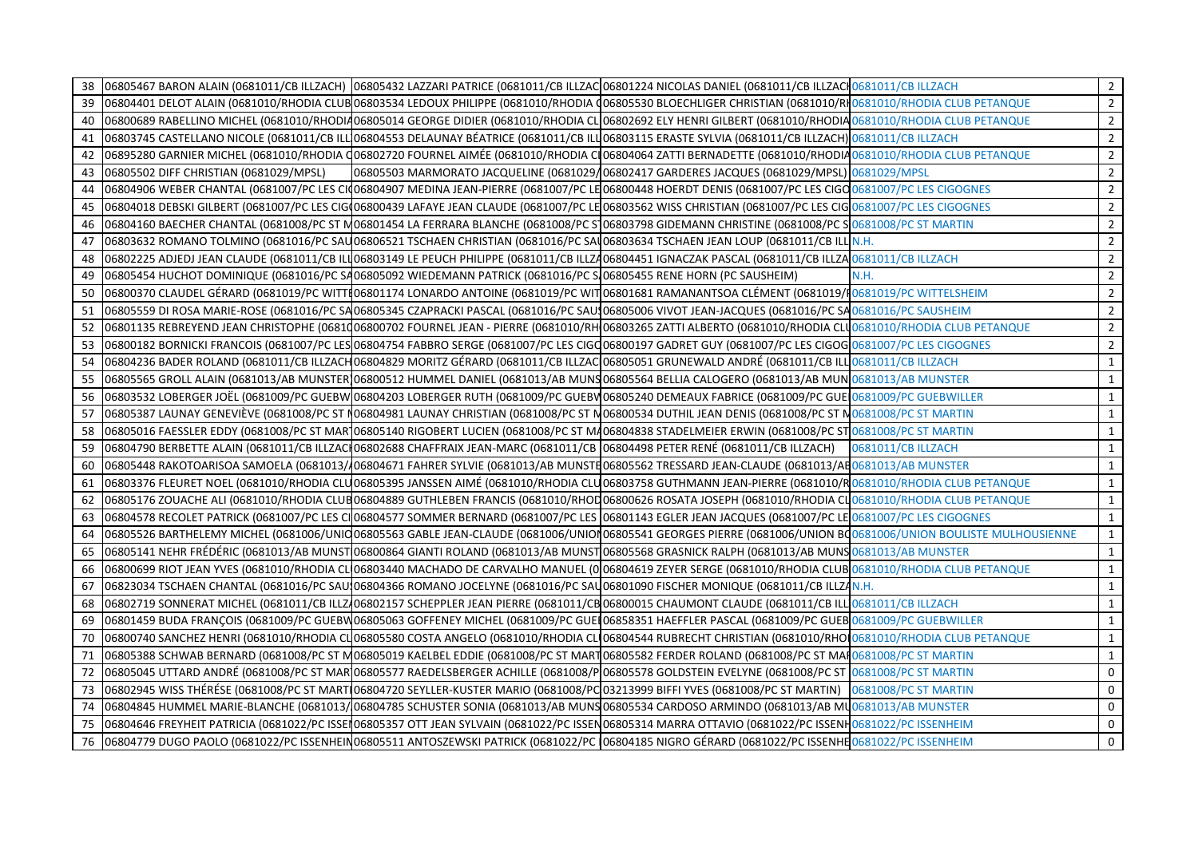| | | | | | |
|---|---|---|---|---|---|
| 38 | 06805467 BARON ALAIN (0681011/CB ILLZACH) | 06805432 LAZZARI PATRICE (0681011/CB ILLZAC | 06801224 NICOLAS DANIEL (0681011/CB ILLZACI | 0681011/CB ILLZACH | 2 |
| 39 | 06804401 DELOT ALAIN (0681010/RHODIA CLUB | 06803534 LEDOUX PHILIPPE (0681010/RHODIA ( | 06805530 BLOECHLIGER CHRISTIAN (0681010/RH | 0681010/RHODIA CLUB PETANQUE | 2 |
| 40 | 06800689 RABELLINO MICHEL (0681010/RHODIA | 06805014 GEORGE DIDIER (0681010/RHODIA CL | 06802692 ELY HENRI GILBERT (0681010/RHODIA | 0681010/RHODIA CLUB PETANQUE | 2 |
| 41 | 06803745 CASTELLANO NICOLE (0681011/CB ILL | 06804553 DELAUNAY BÉATRICE (0681011/CB ILL | 06803115 ERASTE SYLVIA (0681011/CB ILLZACH) | 0681011/CB ILLZACH | 2 |
| 42 | 06895280 GARNIER MICHEL (0681010/RHODIA C | 06802720 FOURNEL AIMÉE (0681010/RHODIA C | 06804064 ZATTI BERNADETTE (0681010/RHODIA | 0681010/RHODIA CLUB PETANQUE | 2 |
| 43 | 06805502 DIFF CHRISTIAN (0681029/MPSL) | 06805503 MARMORATO JACQUELINE (0681029/ | 06802417 GARDERES JACQUES (0681029/MPSL) | 0681029/MPSL | 2 |
| 44 | 06804906 WEBER CHANTAL (0681007/PC LES CI | 06804907 MEDINA JEAN-PIERRE (0681007/PC LE | 06800448 HOERDT DENIS (0681007/PC LES CIGO | 0681007/PC LES CIGOGNES | 2 |
| 45 | 06804018 DEBSKI GILBERT (0681007/PC LES CIG | 06800439 LAFAYE JEAN CLAUDE (0681007/PC LE | 06803562 WISS CHRISTIAN (0681007/PC LES CIG | 0681007/PC LES CIGOGNES | 2 |
| 46 | 06804160 BAECHER CHANTAL (0681008/PC ST M | 06801454 LA FERRARA BLANCHE (0681008/PC ST | 06803798 GIDEMANN CHRISTINE (0681008/PC S | 0681008/PC ST MARTIN | 2 |
| 47 | 06803632 ROMANO TOLMINO (0681016/PC SAU | 06806521 TSCHAEN CHRISTIAN (0681016/PC SA | 06803634 TSCHAEN JEAN LOUP (0681011/CB ILL | N.H. | 2 |
| 48 | 06802225 ADJEDJ JEAN CLAUDE (0681011/CB ILL | 06803149 LE PEUCH PHILIPPE (0681011/CB ILLZA | 06804451 IGNACZAK PASCAL (0681011/CB ILLZA | 0681011/CB ILLZACH | 2 |
| 49 | 06805454 HUCHOT DOMINIQUE (0681016/PC SA | 06805092 WIEDEMANN PATRICK (0681016/PC S | 06805455 RENE HORN (PC SAUSHEIM) | N.H. | 2 |
| 50 | 06800370 CLAUDEL GÉRARD (0681019/PC WITT | 06801174 LONARDO ANTOINE (0681019/PC WIT | 06801681 RAMANANTSOA CLÉMENT (0681019/ | 0681019/PC WITTELSHEIM | 2 |
| 51 | 06805559 DI ROSA MARIE-ROSE (0681016/PC SA | 06805345 CZAPRACKI PASCAL (0681016/PC SAU | 06805006 VIVOT JEAN-JACQUES (0681016/PC SA | 0681016/PC SAUSHEIM | 2 |
| 52 | 06801135 REBREYEND JEAN CHRISTOPHE (06810 | 06800702 FOURNEL JEAN - PIERRE (0681010/RH | 06803265 ZATTI ALBERTO (0681010/RHODIA CL | 0681010/RHODIA CLUB PETANQUE | 2 |
| 53 | 06800182 BORNICKI FRANCOIS (0681007/PC LES | 06804754 FABBRO SERGE (0681007/PC LES CIGO | 06800197 GADRET GUY (0681007/PC LES CIGOG | 0681007/PC LES CIGOGNES | 2 |
| 54 | 06804236 BADER ROLAND (0681011/CB ILLZACH | 06804829 MORITZ GÉRARD (0681011/CB ILLZAC | 06805051 GRUNEWALD ANDRÉ (0681011/CB ILL | 0681011/CB ILLZACH | 1 |
| 55 | 06805565 GROLL ALAIN (0681013/AB MUNSTER | 06800512 HUMMEL DANIEL (0681013/AB MUNS | 06805564 BELLIA CALOGERO (0681013/AB MUN | 0681013/AB MUNSTER | 1 |
| 56 | 06803532 LOBERGER JOËL (0681009/PC GUEBW | 06804203 LOBERGER RUTH (0681009/PC GUEBV | 06805240 DEMEAUX FABRICE (0681009/PC GUE | 0681009/PC GUEBWILLER | 1 |
| 57 | 06805387 LAUNAY GENEVIÈVE (0681008/PC ST M | 06804981 LAUNAY CHRISTIAN (0681008/PC ST M | 06800534 DUTHIL JEAN DENIS (0681008/PC ST M | 0681008/PC ST MARTIN | 1 |
| 58 | 06805016 FAESSLER EDDY (0681008/PC ST MAR | 06805140 RIGOBERT LUCIEN (0681008/PC ST MA | 06804838 STADELMEIER ERWIN (0681008/PC ST | 0681008/PC ST MARTIN | 1 |
| 59 | 06804790 BERBETTE ALAIN (0681011/CB ILLZACI | 06802688 CHAFFRAIX JEAN-MARC (0681011/CB | 06804498 PETER RENÉ (0681011/CB ILLZACH) | 0681011/CB ILLZACH | 1 |
| 60 | 06805448 RAKOTOARISOA SAMOELA (0681013/ | 06804671 FAHRER SYLVIE (0681013/AB MUNSTE | 06805562 TRESSARD JEAN-CLAUDE (0681013/AE | 0681013/AB MUNSTER | 1 |
| 61 | 06803376 FLEURET NOEL (0681010/RHODIA CLU | 06805395 JANSSEN AIMÉ (0681010/RHODIA CLU | 06803758 GUTHMANN JEAN-PIERRE (0681010/R | 0681010/RHODIA CLUB PETANQUE | 1 |
| 62 | 06805176 ZOUACHE ALI (0681010/RHODIA CLUB | 06804889 GUTHLEBEN FRANCIS (0681010/RHOD | 06800626 ROSATA JOSEPH (0681010/RHODIA CL | 0681010/RHODIA CLUB PETANQUE | 1 |
| 63 | 06804578 RECOLET PATRICK (0681007/PC LES CI | 06804577 SOMMER BERNARD (0681007/PC LES | 06801143 EGLER JEAN JACQUES (0681007/PC LE | 0681007/PC LES CIGOGNES | 1 |
| 64 | 06805526 BARTHELEMY MICHEL (0681006/UNIO | 06805563 GABLE JEAN-CLAUDE (0681006/UNIO | 06805541 GEORGES PIERRE (0681006/UNION B | 0681006/UNION BOULISTE MULHOUSIENNE | 1 |
| 65 | 06805141 NEHR FRÉDÉRIC (0681013/AB MUNST | 06800864 GIANTI ROLAND (0681013/AB MUNST | 06805568 GRASNICK RALPH (0681013/AB MUNS | 0681013/AB MUNSTER | 1 |
| 66 | 06800699 RIOT JEAN YVES (0681010/RHODIA CL | 06803440 MACHADO DE CARVALHO MANUEL (0 | 06804619 ZEYER SERGE (0681010/RHODIA CLUB | 0681010/RHODIA CLUB PETANQUE | 1 |
| 67 | 06823034 TSCHAEN CHANTAL (0681016/PC SAU | 06804366 ROMANO JOCELYNE (0681016/PC SAU | 06801090 FISCHER MONIQUE (0681011/CB ILLZA | N.H. | 1 |
| 68 | 06802719 SONNERAT MICHEL (0681011/CB ILLZ | 06802157 SCHEPPLER JEAN PIERRE (0681011/CB | 06800015 CHAUMONT CLAUDE (0681011/CB ILL | 0681011/CB ILLZACH | 1 |
| 69 | 06801459 BUDA FRANÇOIS (0681009/PC GUEBW | 06805063 GOFFENEY MICHEL (0681009/PC GUE | 06858351 HAEFFLER PASCAL (0681009/PC GUEB | 0681009/PC GUEBWILLER | 1 |
| 70 | 06800740 SANCHEZ HENRI (0681010/RHODIA CL | 06805580 COSTA ANGELO (0681010/RHODIA CL | 06804544 RUBRECHT CHRISTIAN (0681010/RHO | 0681010/RHODIA CLUB PETANQUE | 1 |
| 71 | 06805388 SCHWAB BERNARD (0681008/PC ST M | 06805019 KAELBEL EDDIE (0681008/PC ST MART | 06805582 FERDER ROLAND (0681008/PC ST MA | 0681008/PC ST MARTIN | 1 |
| 72 | 06805045 UTTARD ANDRÉ (0681008/PC ST MAR | 06805577 RAEDELSBERGER ACHILLE (0681008/P | 06805578 GOLDSTEIN EVELYNE (0681008/PC ST | 0681008/PC ST MARTIN | 0 |
| 73 | 06802945 WISS THÉRÉSE (0681008/PC ST MART | 06804720 SEYLLER-KUSTER MARIO (0681008/PC | 03213999 BIFFI YVES (0681008/PC ST MARTIN) | 0681008/PC ST MARTIN | 0 |
| 74 | 06804845 HUMMEL MARIE-BLANCHE (0681013/ | 06804785 SCHUSTER SONIA (0681013/AB MUNS | 06805534 CARDOSO ARMINDO (0681013/AB MU | 0681013/AB MUNSTER | 0 |
| 75 | 06804646 FREYHEIT PATRICIA (0681022/PC ISSE | 06805357 OTT JEAN SYLVAIN (0681022/PC ISSEN | 06805314 MARRA OTTAVIO (0681022/PC ISSENH | 0681022/PC ISSENHEIM | 0 |
| 76 | 06804779 DUGO PAOLO (0681022/PC ISSENHEIN | 06805511 ANTOSZEWSKI PATRICK (0681022/PC | 06804185 NIGRO GÉRARD (0681022/PC ISSENHE | 0681022/PC ISSENHEIM | 0 |